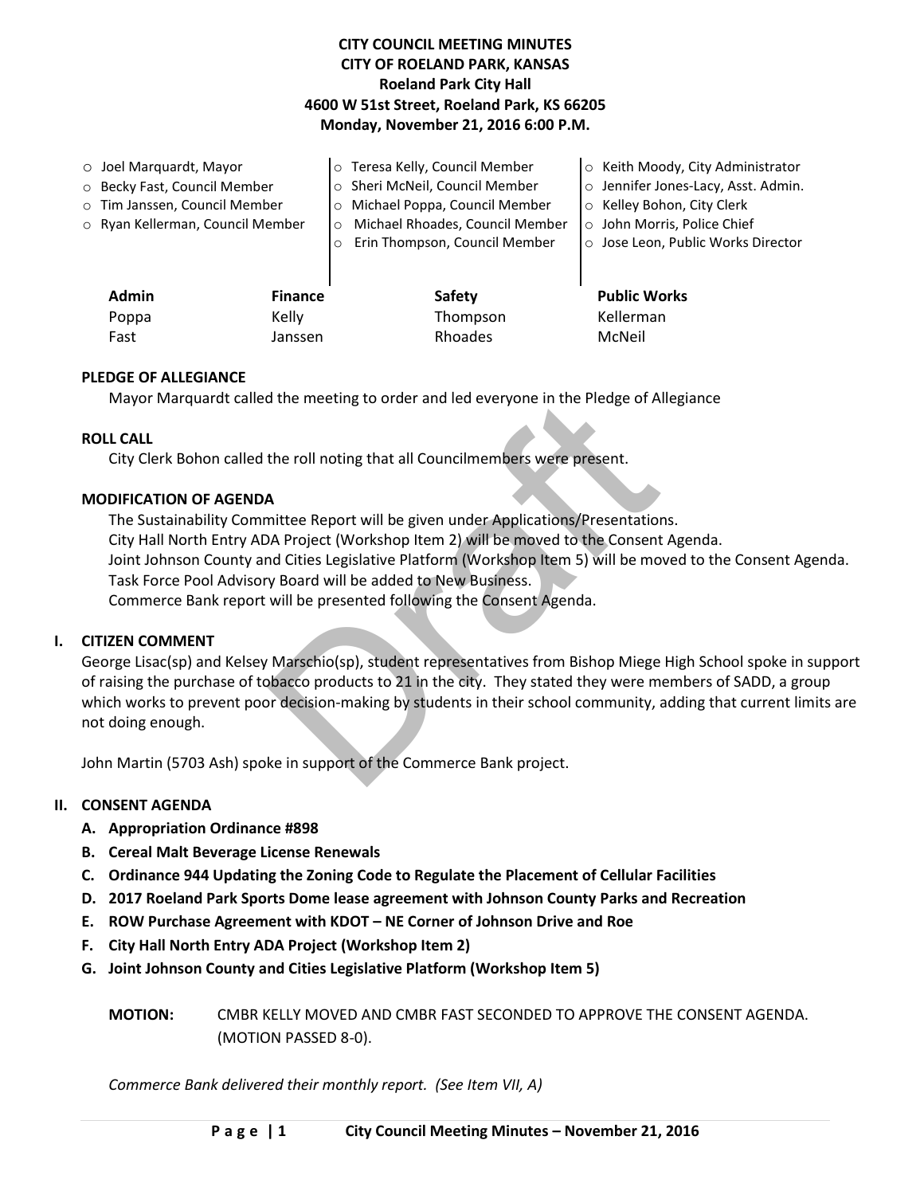**CITY COUNCIL MEETING MINUTES**
**CITY OF ROELAND PARK, KANSAS**
**Roeland Park City Hall**
**4600 W 51st Street, Roeland Park, KS 66205**
**Monday, November 21, 2016 6:00 P.M.**

- Joel Marquardt, Mayor
- Becky Fast, Council Member
- Tim Janssen, Council Member
- Ryan Kellerman, Council Member
- Teresa Kelly, Council Member
- Sheri McNeil, Council Member
- Michael Poppa, Council Member
- Michael Rhoades, Council Member
- Erin Thompson, Council Member
- Keith Moody, City Administrator
- Jennifer Jones-Lacy, Asst. Admin.
- Kelley Bohon, City Clerk
- John Morris, Police Chief
- Jose Leon, Public Works Director

| Admin | Finance | Safety | Public Works |
|---|---|---|---|
| Poppa | Kelly | Thompson | Kellerman |
| Fast | Janssen | Rhoades | McNeil |

**PLEDGE OF ALLEGIANCE**

Mayor Marquardt called the meeting to order and led everyone in the Pledge of Allegiance

**ROLL CALL**

City Clerk Bohon called the roll noting that all Councilmembers were present.

**MODIFICATION OF AGENDA**

The Sustainability Committee Report will be given under Applications/Presentations.
City Hall North Entry ADA Project (Workshop Item 2) will be moved to the Consent Agenda.
Joint Johnson County and Cities Legislative Platform (Workshop Item 5) will be moved to the Consent Agenda.
Task Force Pool Advisory Board will be added to New Business.
Commerce Bank report will be presented following the Consent Agenda.

## I. CITIZEN COMMENT

George Lisac(sp) and Kelsey Marschio(sp), student representatives from Bishop Miege High School spoke in support of raising the purchase of tobacco products to 21 in the city. They stated they were members of SADD, a group which works to prevent poor decision-making by students in their school community, adding that current limits are not doing enough.

John Martin (5703 Ash) spoke in support of the Commerce Bank project.

## II. CONSENT AGENDA

**A. Appropriation Ordinance #898**
**B. Cereal Malt Beverage License Renewals**
**C. Ordinance 944 Updating the Zoning Code to Regulate the Placement of Cellular Facilities**
**D. 2017 Roeland Park Sports Dome lease agreement with Johnson County Parks and Recreation**
**E. ROW Purchase Agreement with KDOT – NE Corner of Johnson Drive and Roe**
**F. City Hall North Entry ADA Project (Workshop Item 2)**
**G. Joint Johnson County and Cities Legislative Platform (Workshop Item 5)**

**MOTION:** CMBR KELLY MOVED AND CMBR FAST SECONDED TO APPROVE THE CONSENT AGENDA. (MOTION PASSED 8-0).

*Commerce Bank delivered their monthly report. (See Item VII, A)*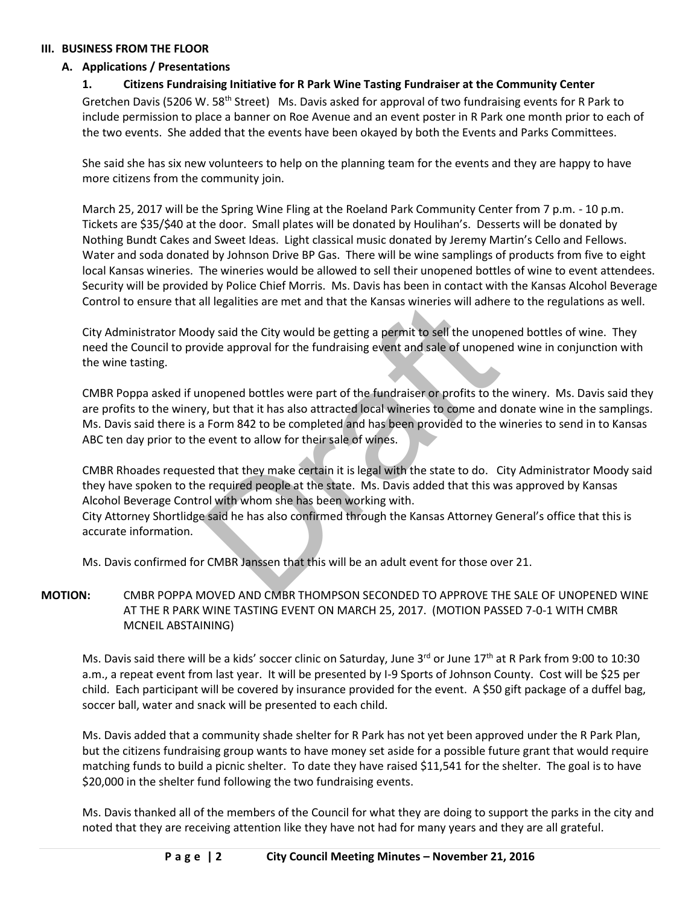## III. BUSINESS FROM THE FLOOR

### A. Applications / Presentations

#### 1. Citizens Fundraising Initiative for R Park Wine Tasting Fundraiser at the Community Center

Gretchen Davis (5206 W. 58th Street) Ms. Davis asked for approval of two fundraising events for R Park to include permission to place a banner on Roe Avenue and an event poster in R Park one month prior to each of the two events. She added that the events have been okayed by both the Events and Parks Committees.

She said she has six new volunteers to help on the planning team for the events and they are happy to have more citizens from the community join.

March 25, 2017 will be the Spring Wine Fling at the Roeland Park Community Center from 7 p.m. - 10 p.m. Tickets are $35/$40 at the door. Small plates will be donated by Houlihan's. Desserts will be donated by Nothing Bundt Cakes and Sweet Ideas. Light classical music donated by Jeremy Martin's Cello and Fellows. Water and soda donated by Johnson Drive BP Gas. There will be wine samplings of products from five to eight local Kansas wineries. The wineries would be allowed to sell their unopened bottles of wine to event attendees. Security will be provided by Police Chief Morris. Ms. Davis has been in contact with the Kansas Alcohol Beverage Control to ensure that all legalities are met and that the Kansas wineries will adhere to the regulations as well.

City Administrator Moody said the City would be getting a permit to sell the unopened bottles of wine. They need the Council to provide approval for the fundraising event and sale of unopened wine in conjunction with the wine tasting.

CMBR Poppa asked if unopened bottles were part of the fundraiser or profits to the winery. Ms. Davis said they are profits to the winery, but that it has also attracted local wineries to come and donate wine in the samplings. Ms. Davis said there is a Form 842 to be completed and has been provided to the wineries to send in to Kansas ABC ten day prior to the event to allow for their sale of wines.

CMBR Rhoades requested that they make certain it is legal with the state to do. City Administrator Moody said they have spoken to the required people at the state. Ms. Davis added that this was approved by Kansas Alcohol Beverage Control with whom she has been working with.
City Attorney Shortlidge said he has also confirmed through the Kansas Attorney General's office that this is accurate information.

Ms. Davis confirmed for CMBR Janssen that this will be an adult event for those over 21.

**MOTION:** CMBR POPPA MOVED AND CMBR THOMPSON SECONDED TO APPROVE THE SALE OF UNOPENED WINE AT THE R PARK WINE TASTING EVENT ON MARCH 25, 2017. (MOTION PASSED 7-0-1 WITH CMBR MCNEIL ABSTAINING)

Ms. Davis said there will be a kids' soccer clinic on Saturday, June 3rd or June 17th at R Park from 9:00 to 10:30 a.m., a repeat event from last year. It will be presented by I-9 Sports of Johnson County. Cost will be $25 per child. Each participant will be covered by insurance provided for the event. A $50 gift package of a duffel bag, soccer ball, water and snack will be presented to each child.

Ms. Davis added that a community shade shelter for R Park has not yet been approved under the R Park Plan, but the citizens fundraising group wants to have money set aside for a possible future grant that would require matching funds to build a picnic shelter. To date they have raised $11,541 for the shelter. The goal is to have $20,000 in the shelter fund following the two fundraising events.

Ms. Davis thanked all of the members of the Council for what they are doing to support the parks in the city and noted that they are receiving attention like they have not had for many years and they are all grateful.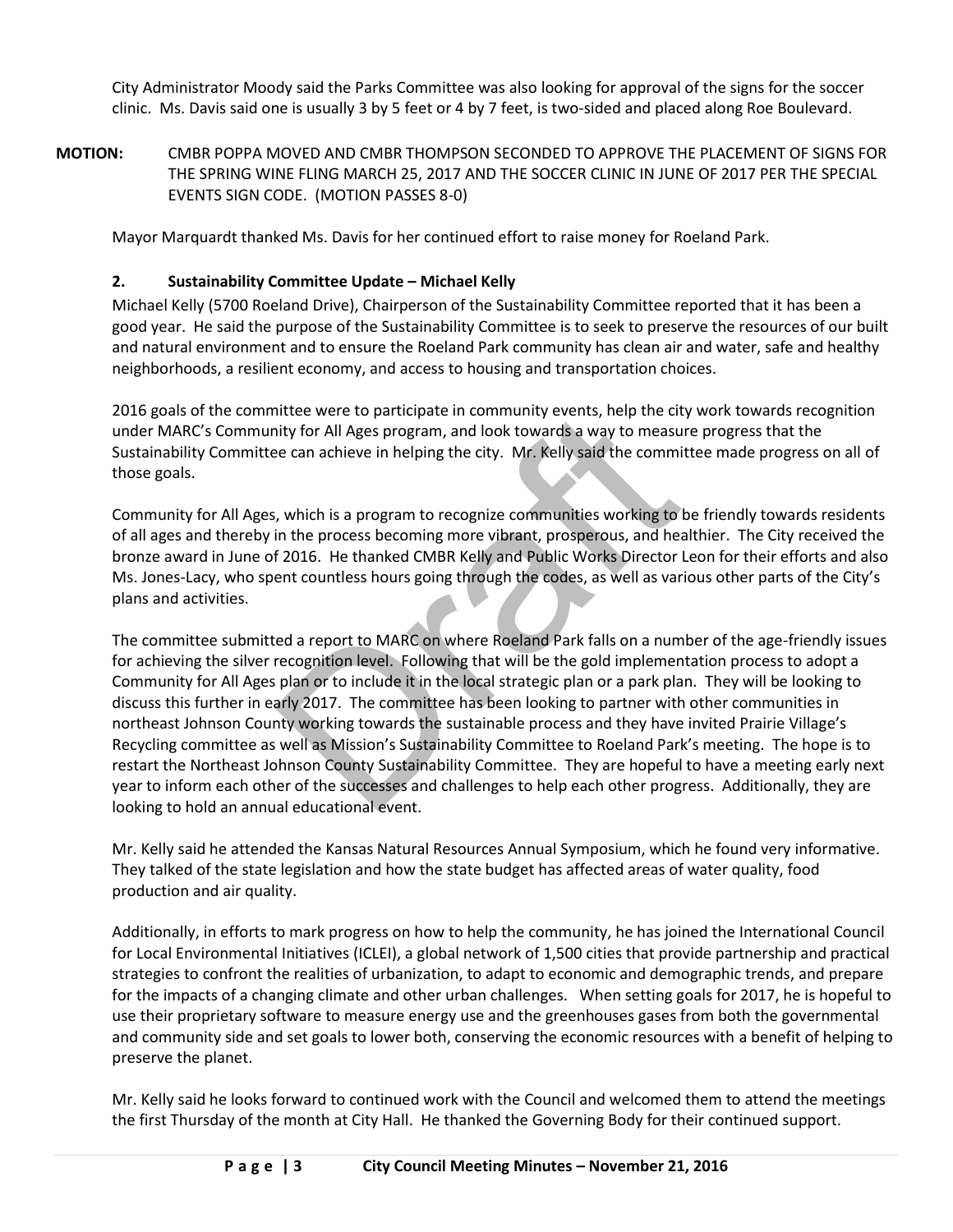City Administrator Moody said the Parks Committee was also looking for approval of the signs for the soccer clinic. Ms. Davis said one is usually 3 by 5 feet or 4 by 7 feet, is two-sided and placed along Roe Boulevard.

**MOTION:** CMBR POPPA MOVED AND CMBR THOMPSON SECONDED TO APPROVE THE PLACEMENT OF SIGNS FOR THE SPRING WINE FLING MARCH 25, 2017 AND THE SOCCER CLINIC IN JUNE OF 2017 PER THE SPECIAL EVENTS SIGN CODE. (MOTION PASSES 8-0)

Mayor Marquardt thanked Ms. Davis for her continued effort to raise money for Roeland Park.

**2. Sustainability Committee Update – Michael Kelly**

Michael Kelly (5700 Roeland Drive), Chairperson of the Sustainability Committee reported that it has been a good year. He said the purpose of the Sustainability Committee is to seek to preserve the resources of our built and natural environment and to ensure the Roeland Park community has clean air and water, safe and healthy neighborhoods, a resilient economy, and access to housing and transportation choices.

2016 goals of the committee were to participate in community events, help the city work towards recognition under MARC's Community for All Ages program, and look towards a way to measure progress that the Sustainability Committee can achieve in helping the city. Mr. Kelly said the committee made progress on all of those goals.

Community for All Ages, which is a program to recognize communities working to be friendly towards residents of all ages and thereby in the process becoming more vibrant, prosperous, and healthier. The City received the bronze award in June of 2016. He thanked CMBR Kelly and Public Works Director Leon for their efforts and also Ms. Jones-Lacy, who spent countless hours going through the codes, as well as various other parts of the City's plans and activities.

The committee submitted a report to MARC on where Roeland Park falls on a number of the age-friendly issues for achieving the silver recognition level. Following that will be the gold implementation process to adopt a Community for All Ages plan or to include it in the local strategic plan or a park plan. They will be looking to discuss this further in early 2017. The committee has been looking to partner with other communities in northeast Johnson County working towards the sustainable process and they have invited Prairie Village's Recycling committee as well as Mission's Sustainability Committee to Roeland Park's meeting. The hope is to restart the Northeast Johnson County Sustainability Committee. They are hopeful to have a meeting early next year to inform each other of the successes and challenges to help each other progress. Additionally, they are looking to hold an annual educational event.

Mr. Kelly said he attended the Kansas Natural Resources Annual Symposium, which he found very informative. They talked of the state legislation and how the state budget has affected areas of water quality, food production and air quality.

Additionally, in efforts to mark progress on how to help the community, he has joined the International Council for Local Environmental Initiatives (ICLEI), a global network of 1,500 cities that provide partnership and practical strategies to confront the realities of urbanization, to adapt to economic and demographic trends, and prepare for the impacts of a changing climate and other urban challenges. When setting goals for 2017, he is hopeful to use their proprietary software to measure energy use and the greenhouses gases from both the governmental and community side and set goals to lower both, conserving the economic resources with a benefit of helping to preserve the planet.

Mr. Kelly said he looks forward to continued work with the Council and welcomed them to attend the meetings the first Thursday of the month at City Hall. He thanked the Governing Body for their continued support.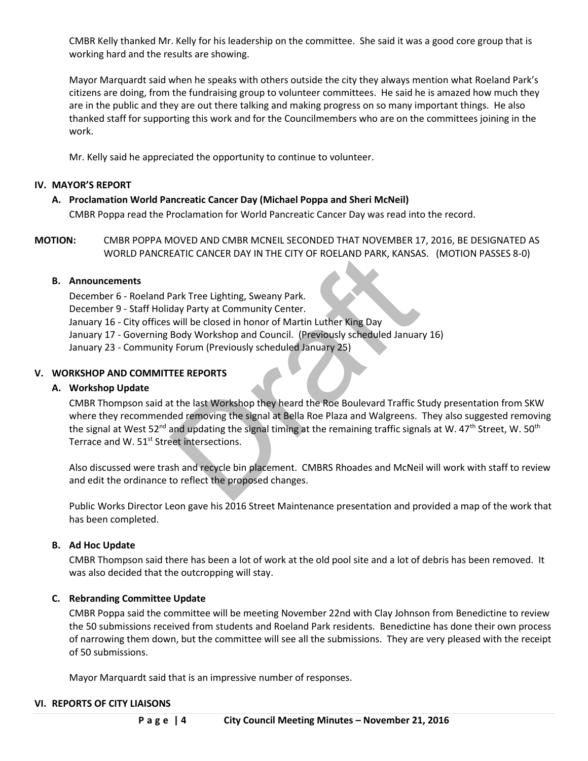CMBR Kelly thanked Mr. Kelly for his leadership on the committee. She said it was a good core group that is working hard and the results are showing.

Mayor Marquardt said when he speaks with others outside the city they always mention what Roeland Park's citizens are doing, from the fundraising group to volunteer committees. He said he is amazed how much they are in the public and they are out there talking and making progress on so many important things. He also thanked staff for supporting this work and for the Councilmembers who are on the committees joining in the work.

Mr. Kelly said he appreciated the opportunity to continue to volunteer.

## IV. MAYOR'S REPORT

### A. Proclamation World Pancreatic Cancer Day (Michael Poppa and Sheri McNeil)

CMBR Poppa read the Proclamation for World Pancreatic Cancer Day was read into the record.

**MOTION:** CMBR POPPA MOVED AND CMBR MCNEIL SECONDED THAT NOVEMBER 17, 2016, BE DESIGNATED AS WORLD PANCREATIC CANCER DAY IN THE CITY OF ROELAND PARK, KANSAS. (MOTION PASSES 8-0)

### B. Announcements

December 6 - Roeland Park Tree Lighting, Sweany Park.
December 9 - Staff Holiday Party at Community Center.
January 16 - City offices will be closed in honor of Martin Luther King Day
January 17 - Governing Body Workshop and Council. (Previously scheduled January 16)
January 23 - Community Forum (Previously scheduled January 25)

## V. WORKSHOP AND COMMITTEE REPORTS

### A. Workshop Update

CMBR Thompson said at the last Workshop they heard the Roe Boulevard Traffic Study presentation from SKW where they recommended removing the signal at Bella Roe Plaza and Walgreens. They also suggested removing the signal at West 52nd and updating the signal timing at the remaining traffic signals at W. 47th Street, W. 50th Terrace and W. 51st Street intersections.

Also discussed were trash and recycle bin placement. CMBRS Rhoades and McNeil will work with staff to review and edit the ordinance to reflect the proposed changes.

Public Works Director Leon gave his 2016 Street Maintenance presentation and provided a map of the work that has been completed.

### B. Ad Hoc Update

CMBR Thompson said there has been a lot of work at the old pool site and a lot of debris has been removed. It was also decided that the outcropping will stay.

### C. Rebranding Committee Update

CMBR Poppa said the committee will be meeting November 22nd with Clay Johnson from Benedictine to review the 50 submissions received from students and Roeland Park residents. Benedictine has done their own process of narrowing them down, but the committee will see all the submissions. They are very pleased with the receipt of 50 submissions.

Mayor Marquardt said that is an impressive number of responses.

## VI. REPORTS OF CITY LIAISONS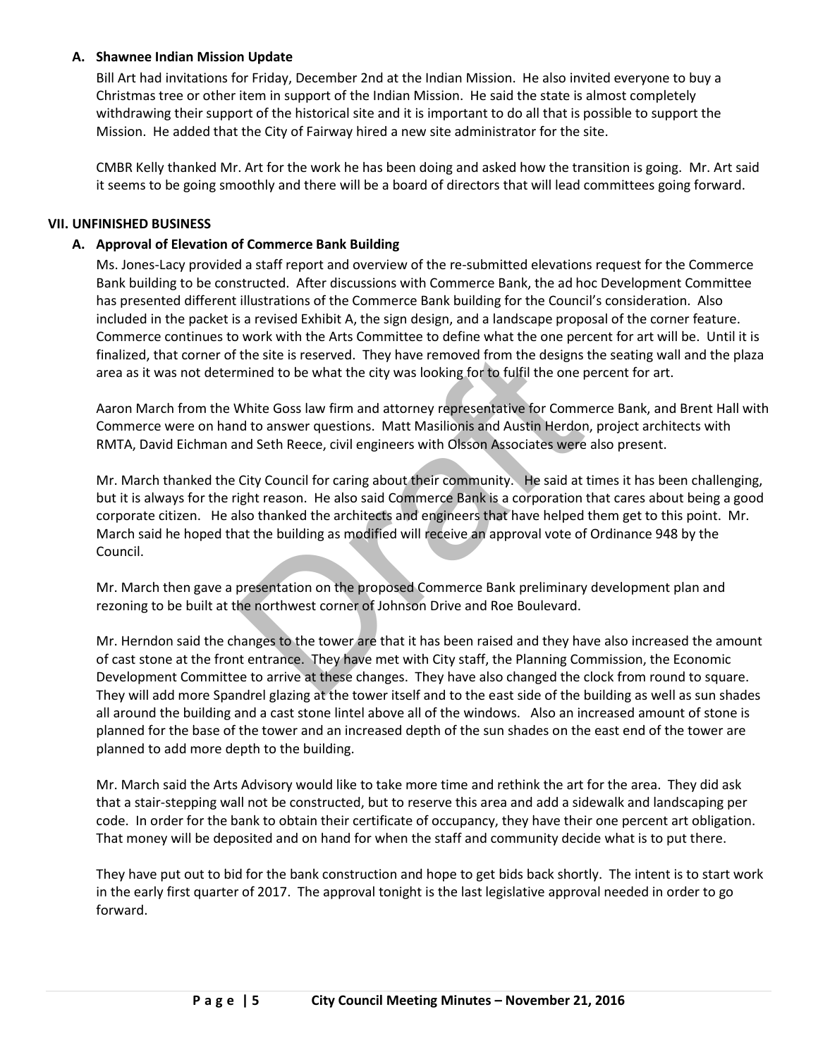### A. Shawnee Indian Mission Update

Bill Art had invitations for Friday, December 2nd at the Indian Mission. He also invited everyone to buy a Christmas tree or other item in support of the Indian Mission. He said the state is almost completely withdrawing their support of the historical site and it is important to do all that is possible to support the Mission. He added that the City of Fairway hired a new site administrator for the site.

CMBR Kelly thanked Mr. Art for the work he has been doing and asked how the transition is going. Mr. Art said it seems to be going smoothly and there will be a board of directors that will lead committees going forward.

## VII. UNFINISHED BUSINESS

### A. Approval of Elevation of Commerce Bank Building

Ms. Jones-Lacy provided a staff report and overview of the re-submitted elevations request for the Commerce Bank building to be constructed. After discussions with Commerce Bank, the ad hoc Development Committee has presented different illustrations of the Commerce Bank building for the Council's consideration. Also included in the packet is a revised Exhibit A, the sign design, and a landscape proposal of the corner feature. Commerce continues to work with the Arts Committee to define what the one percent for art will be. Until it is finalized, that corner of the site is reserved. They have removed from the designs the seating wall and the plaza area as it was not determined to be what the city was looking for to fulfil the one percent for art.

Aaron March from the White Goss law firm and attorney representative for Commerce Bank, and Brent Hall with Commerce were on hand to answer questions. Matt Masilionis and Austin Herdon, project architects with RMTA, David Eichman and Seth Reece, civil engineers with Olsson Associates were also present.

Mr. March thanked the City Council for caring about their community. He said at times it has been challenging, but it is always for the right reason. He also said Commerce Bank is a corporation that cares about being a good corporate citizen. He also thanked the architects and engineers that have helped them get to this point. Mr. March said he hoped that the building as modified will receive an approval vote of Ordinance 948 by the Council.

Mr. March then gave a presentation on the proposed Commerce Bank preliminary development plan and rezoning to be built at the northwest corner of Johnson Drive and Roe Boulevard.

Mr. Herndon said the changes to the tower are that it has been raised and they have also increased the amount of cast stone at the front entrance. They have met with City staff, the Planning Commission, the Economic Development Committee to arrive at these changes. They have also changed the clock from round to square. They will add more Spandrel glazing at the tower itself and to the east side of the building as well as sun shades all around the building and a cast stone lintel above all of the windows. Also an increased amount of stone is planned for the base of the tower and an increased depth of the sun shades on the east end of the tower are planned to add more depth to the building.

Mr. March said the Arts Advisory would like to take more time and rethink the art for the area. They did ask that a stair-stepping wall not be constructed, but to reserve this area and add a sidewalk and landscaping per code. In order for the bank to obtain their certificate of occupancy, they have their one percent art obligation. That money will be deposited and on hand for when the staff and community decide what is to put there.

They have put out to bid for the bank construction and hope to get bids back shortly. The intent is to start work in the early first quarter of 2017. The approval tonight is the last legislative approval needed in order to go forward.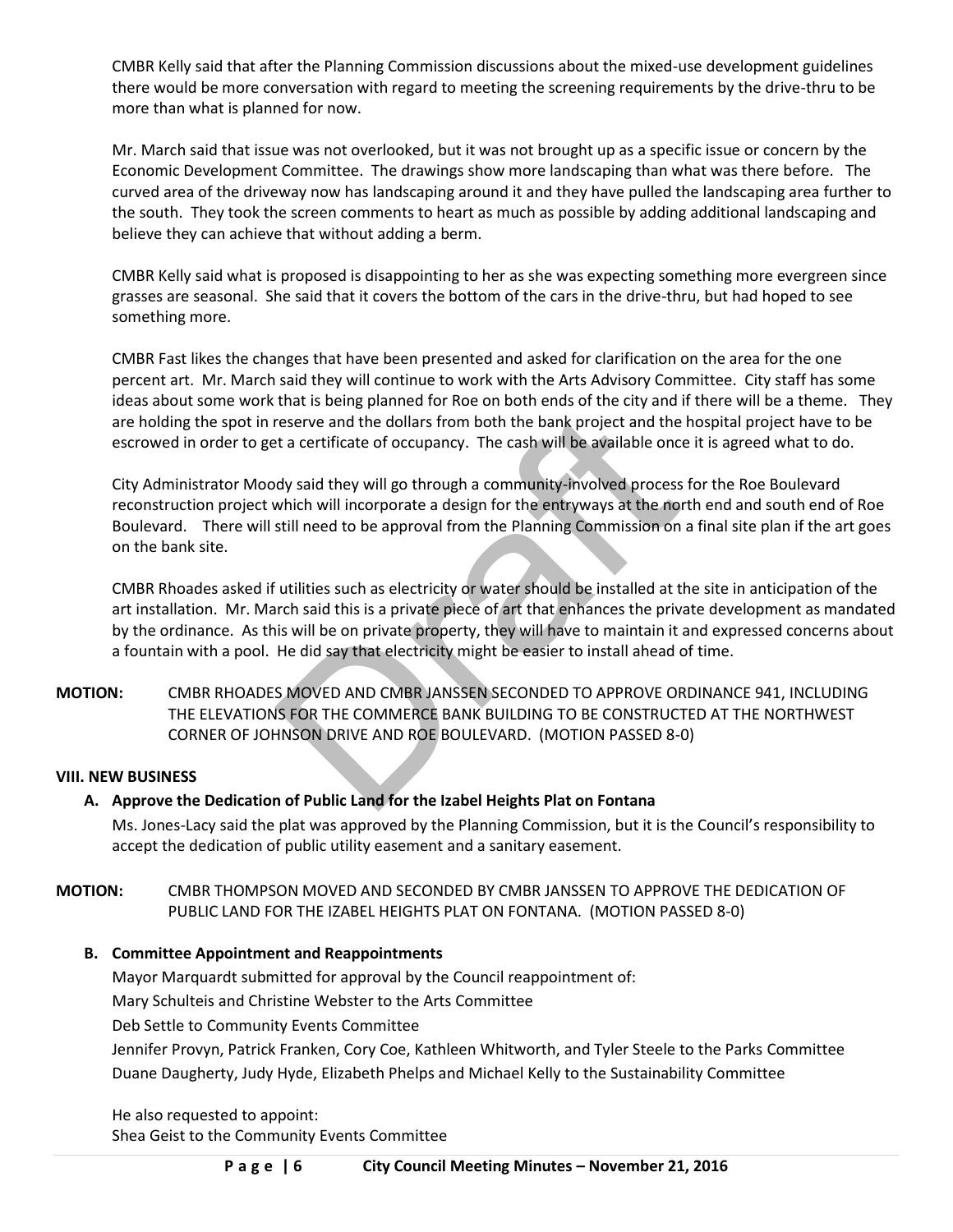CMBR Kelly said that after the Planning Commission discussions about the mixed-use development guidelines there would be more conversation with regard to meeting the screening requirements by the drive-thru to be more than what is planned for now.

Mr. March said that issue was not overlooked, but it was not brought up as a specific issue or concern by the Economic Development Committee. The drawings show more landscaping than what was there before. The curved area of the driveway now has landscaping around it and they have pulled the landscaping area further to the south. They took the screen comments to heart as much as possible by adding additional landscaping and believe they can achieve that without adding a berm.

CMBR Kelly said what is proposed is disappointing to her as she was expecting something more evergreen since grasses are seasonal. She said that it covers the bottom of the cars in the drive-thru, but had hoped to see something more.

CMBR Fast likes the changes that have been presented and asked for clarification on the area for the one percent art. Mr. March said they will continue to work with the Arts Advisory Committee. City staff has some ideas about some work that is being planned for Roe on both ends of the city and if there will be a theme. They are holding the spot in reserve and the dollars from both the bank project and the hospital project have to be escrowed in order to get a certificate of occupancy. The cash will be available once it is agreed what to do.

City Administrator Moody said they will go through a community-involved process for the Roe Boulevard reconstruction project which will incorporate a design for the entryways at the north end and south end of Roe Boulevard. There will still need to be approval from the Planning Commission on a final site plan if the art goes on the bank site.

CMBR Rhoades asked if utilities such as electricity or water should be installed at the site in anticipation of the art installation. Mr. March said this is a private piece of art that enhances the private development as mandated by the ordinance. As this will be on private property, they will have to maintain it and expressed concerns about a fountain with a pool. He did say that electricity might be easier to install ahead of time.

**MOTION:** CMBR RHOADES MOVED AND CMBR JANSSEN SECONDED TO APPROVE ORDINANCE 941, INCLUDING THE ELEVATIONS FOR THE COMMERCE BANK BUILDING TO BE CONSTRUCTED AT THE NORTHWEST CORNER OF JOHNSON DRIVE AND ROE BOULEVARD. (MOTION PASSED 8-0)

## VIII. NEW BUSINESS

### A. Approve the Dedication of Public Land for the Izabel Heights Plat on Fontana

Ms. Jones-Lacy said the plat was approved by the Planning Commission, but it is the Council's responsibility to accept the dedication of public utility easement and a sanitary easement.

**MOTION:** CMBR THOMPSON MOVED AND SECONDED BY CMBR JANSSEN TO APPROVE THE DEDICATION OF PUBLIC LAND FOR THE IZABEL HEIGHTS PLAT ON FONTANA. (MOTION PASSED 8-0)

### B. Committee Appointment and Reappointments

Mayor Marquardt submitted for approval by the Council reappointment of:

Mary Schulteis and Christine Webster to the Arts Committee

Deb Settle to Community Events Committee

Jennifer Provyn, Patrick Franken, Cory Coe, Kathleen Whitworth, and Tyler Steele to the Parks Committee

Duane Daugherty, Judy Hyde, Elizabeth Phelps and Michael Kelly to the Sustainability Committee

He also requested to appoint:

Shea Geist to the Community Events Committee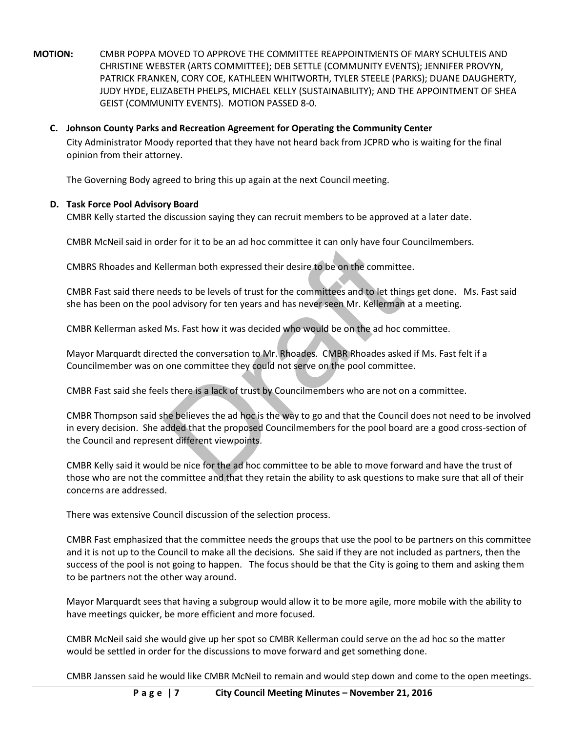**MOTION:** CMBR POPPA MOVED TO APPROVE THE COMMITTEE REAPPOINTMENTS OF MARY SCHULTEIS AND CHRISTINE WEBSTER (ARTS COMMITTEE); DEB SETTLE (COMMUNITY EVENTS); JENNIFER PROVYN, PATRICK FRANKEN, CORY COE, KATHLEEN WHITWORTH, TYLER STEELE (PARKS); DUANE DAUGHERTY, JUDY HYDE, ELIZABETH PHELPS, MICHAEL KELLY (SUSTAINABILITY); AND THE APPOINTMENT OF SHEA GEIST (COMMUNITY EVENTS). MOTION PASSED 8-0.

**C. Johnson County Parks and Recreation Agreement for Operating the Community Center**

City Administrator Moody reported that they have not heard back from JCPRD who is waiting for the final opinion from their attorney.

The Governing Body agreed to bring this up again at the next Council meeting.

**D. Task Force Pool Advisory Board**

CMBR Kelly started the discussion saying they can recruit members to be approved at a later date.

CMBR McNeil said in order for it to be an ad hoc committee it can only have four Councilmembers.

CMBRS Rhoades and Kellerman both expressed their desire to be on the committee.

CMBR Fast said there needs to be levels of trust for the committees and to let things get done. Ms. Fast said she has been on the pool advisory for ten years and has never seen Mr. Kellerman at a meeting.

CMBR Kellerman asked Ms. Fast how it was decided who would be on the ad hoc committee.

Mayor Marquardt directed the conversation to Mr. Rhoades. CMBR Rhoades asked if Ms. Fast felt if a Councilmember was on one committee they could not serve on the pool committee.

CMBR Fast said she feels there is a lack of trust by Councilmembers who are not on a committee.

CMBR Thompson said she believes the ad hoc is the way to go and that the Council does not need to be involved in every decision. She added that the proposed Councilmembers for the pool board are a good cross-section of the Council and represent different viewpoints.

CMBR Kelly said it would be nice for the ad hoc committee to be able to move forward and have the trust of those who are not the committee and that they retain the ability to ask questions to make sure that all of their concerns are addressed.

There was extensive Council discussion of the selection process.

CMBR Fast emphasized that the committee needs the groups that use the pool to be partners on this committee and it is not up to the Council to make all the decisions. She said if they are not included as partners, then the success of the pool is not going to happen. The focus should be that the City is going to them and asking them to be partners not the other way around.

Mayor Marquardt sees that having a subgroup would allow it to be more agile, more mobile with the ability to have meetings quicker, be more efficient and more focused.

CMBR McNeil said she would give up her spot so CMBR Kellerman could serve on the ad hoc so the matter would be settled in order for the discussions to move forward and get something done.

CMBR Janssen said he would like CMBR McNeil to remain and would step down and come to the open meetings.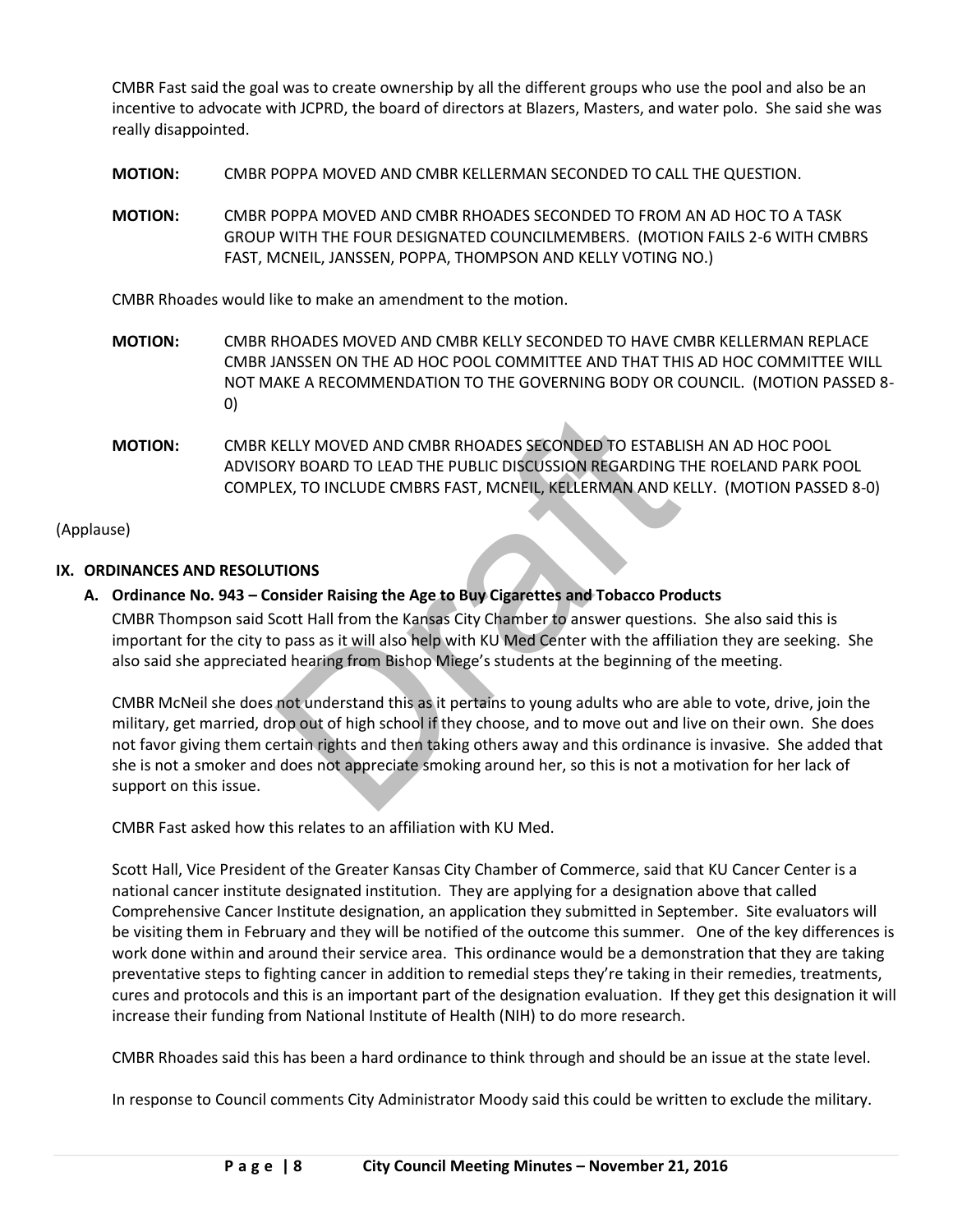CMBR Fast said the goal was to create ownership by all the different groups who use the pool and also be an incentive to advocate with JCPRD, the board of directors at Blazers, Masters, and water polo. She said she was really disappointed.

**MOTION:** CMBR POPPA MOVED AND CMBR KELLERMAN SECONDED TO CALL THE QUESTION.

**MOTION:** CMBR POPPA MOVED AND CMBR RHOADES SECONDED TO FROM AN AD HOC TO A TASK GROUP WITH THE FOUR DESIGNATED COUNCILMEMBERS. (MOTION FAILS 2-6 WITH CMBRS FAST, MCNEIL, JANSSEN, POPPA, THOMPSON AND KELLY VOTING NO.)

CMBR Rhoades would like to make an amendment to the motion.

**MOTION:** CMBR RHOADES MOVED AND CMBR KELLY SECONDED TO HAVE CMBR KELLERMAN REPLACE CMBR JANSSEN ON THE AD HOC POOL COMMITTEE AND THAT THIS AD HOC COMMITTEE WILL NOT MAKE A RECOMMENDATION TO THE GOVERNING BODY OR COUNCIL. (MOTION PASSED 8-0)

**MOTION:** CMBR KELLY MOVED AND CMBR RHOADES SECONDED TO ESTABLISH AN AD HOC POOL ADVISORY BOARD TO LEAD THE PUBLIC DISCUSSION REGARDING THE ROELAND PARK POOL COMPLEX, TO INCLUDE CMBRS FAST, MCNEIL, KELLERMAN AND KELLY. (MOTION PASSED 8-0)

(Applause)

## IX. ORDINANCES AND RESOLUTIONS

### A. Ordinance No. 943 – Consider Raising the Age to Buy Cigarettes and Tobacco Products

CMBR Thompson said Scott Hall from the Kansas City Chamber to answer questions. She also said this is important for the city to pass as it will also help with KU Med Center with the affiliation they are seeking. She also said she appreciated hearing from Bishop Miege's students at the beginning of the meeting.

CMBR McNeil she does not understand this as it pertains to young adults who are able to vote, drive, join the military, get married, drop out of high school if they choose, and to move out and live on their own. She does not favor giving them certain rights and then taking others away and this ordinance is invasive. She added that she is not a smoker and does not appreciate smoking around her, so this is not a motivation for her lack of support on this issue.

CMBR Fast asked how this relates to an affiliation with KU Med.

Scott Hall, Vice President of the Greater Kansas City Chamber of Commerce, said that KU Cancer Center is a national cancer institute designated institution. They are applying for a designation above that called Comprehensive Cancer Institute designation, an application they submitted in September. Site evaluators will be visiting them in February and they will be notified of the outcome this summer. One of the key differences is work done within and around their service area. This ordinance would be a demonstration that they are taking preventative steps to fighting cancer in addition to remedial steps they're taking in their remedies, treatments, cures and protocols and this is an important part of the designation evaluation. If they get this designation it will increase their funding from National Institute of Health (NIH) to do more research.

CMBR Rhoades said this has been a hard ordinance to think through and should be an issue at the state level.

In response to Council comments City Administrator Moody said this could be written to exclude the military.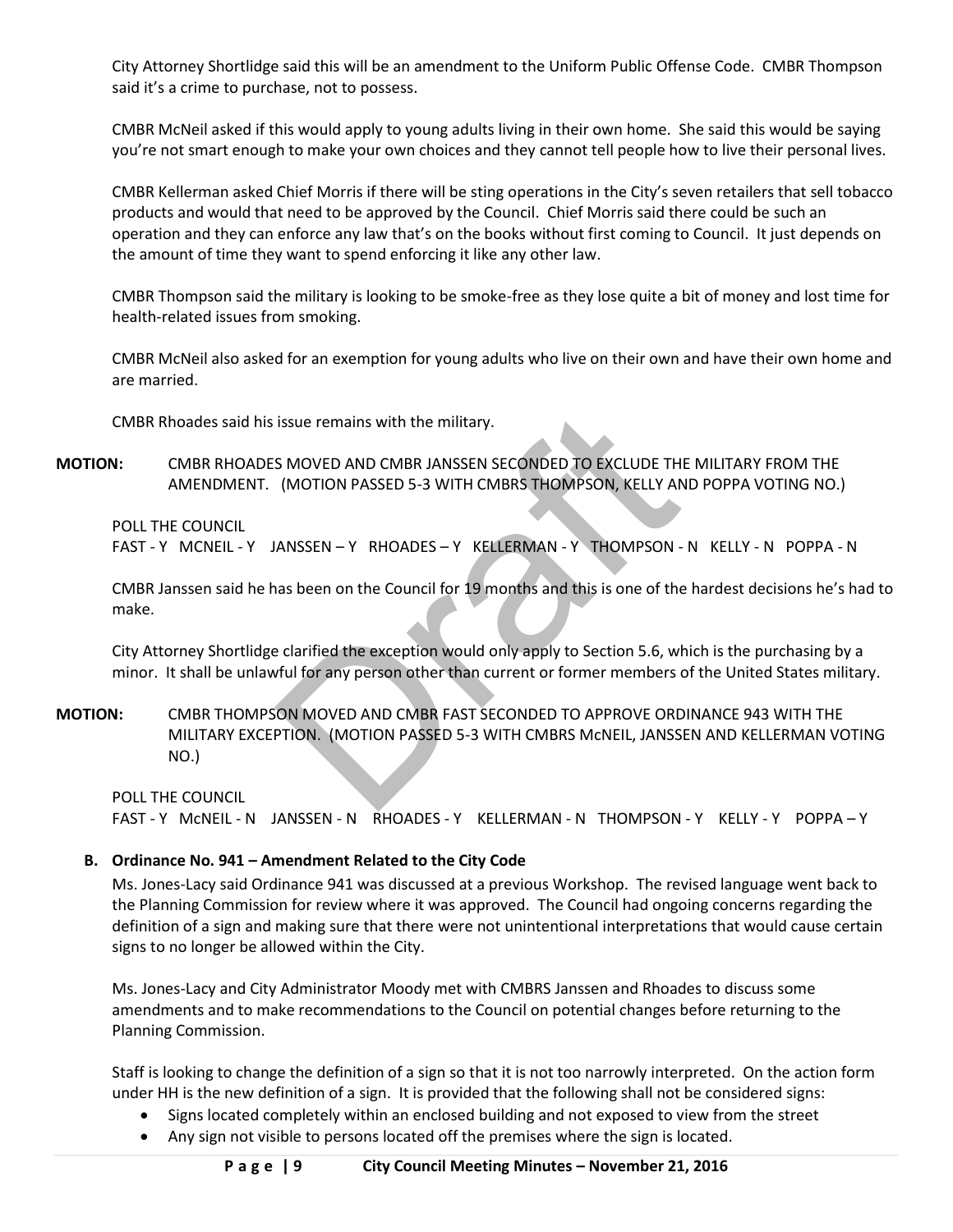City Attorney Shortlidge said this will be an amendment to the Uniform Public Offense Code. CMBR Thompson said it's a crime to purchase, not to possess.

CMBR McNeil asked if this would apply to young adults living in their own home. She said this would be saying you're not smart enough to make your own choices and they cannot tell people how to live their personal lives.

CMBR Kellerman asked Chief Morris if there will be sting operations in the City's seven retailers that sell tobacco products and would that need to be approved by the Council. Chief Morris said there could be such an operation and they can enforce any law that's on the books without first coming to Council. It just depends on the amount of time they want to spend enforcing it like any other law.

CMBR Thompson said the military is looking to be smoke-free as they lose quite a bit of money and lost time for health-related issues from smoking.

CMBR McNeil also asked for an exemption for young adults who live on their own and have their own home and are married.

CMBR Rhoades said his issue remains with the military.

**MOTION:** CMBR RHOADES MOVED AND CMBR JANSSEN SECONDED TO EXCLUDE THE MILITARY FROM THE AMENDMENT. (MOTION PASSED 5-3 WITH CMBRS THOMPSON, KELLY AND POPPA VOTING NO.)

POLL THE COUNCIL
FAST - Y MCNEIL - Y JANSSEN – Y RHOADES – Y KELLERMAN - Y THOMPSON - N KELLY - N POPPA - N

CMBR Janssen said he has been on the Council for 19 months and this is one of the hardest decisions he's had to make.

City Attorney Shortlidge clarified the exception would only apply to Section 5.6, which is the purchasing by a minor. It shall be unlawful for any person other than current or former members of the United States military.

**MOTION:** CMBR THOMPSON MOVED AND CMBR FAST SECONDED TO APPROVE ORDINANCE 943 WITH THE MILITARY EXCEPTION. (MOTION PASSED 5-3 WITH CMBRS McNEIL, JANSSEN AND KELLERMAN VOTING NO.)

POLL THE COUNCIL
FAST - Y McNEIL - N JANSSEN - N RHOADES - Y KELLERMAN - N THOMPSON - Y KELLY - Y POPPA – Y

**B. Ordinance No. 941 – Amendment Related to the City Code**

Ms. Jones-Lacy said Ordinance 941 was discussed at a previous Workshop. The revised language went back to the Planning Commission for review where it was approved. The Council had ongoing concerns regarding the definition of a sign and making sure that there were not unintentional interpretations that would cause certain signs to no longer be allowed within the City.

Ms. Jones-Lacy and City Administrator Moody met with CMBRS Janssen and Rhoades to discuss some amendments and to make recommendations to the Council on potential changes before returning to the Planning Commission.

Staff is looking to change the definition of a sign so that it is not too narrowly interpreted. On the action form under HH is the new definition of a sign. It is provided that the following shall not be considered signs:

- Signs located completely within an enclosed building and not exposed to view from the street
- Any sign not visible to persons located off the premises where the sign is located.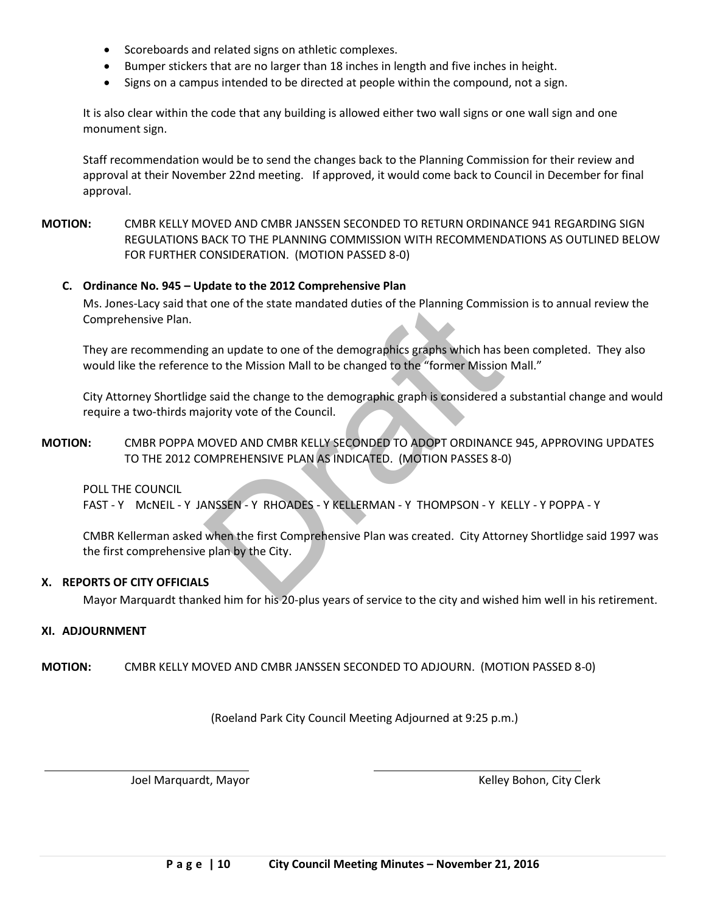- Scoreboards and related signs on athletic complexes.
- Bumper stickers that are no larger than 18 inches in length and five inches in height.
- Signs on a campus intended to be directed at people within the compound, not a sign.

It is also clear within the code that any building is allowed either two wall signs or one wall sign and one monument sign.

Staff recommendation would be to send the changes back to the Planning Commission for their review and approval at their November 22nd meeting. If approved, it would come back to Council in December for final approval.

**MOTION:** CMBR KELLY MOVED AND CMBR JANSSEN SECONDED TO RETURN ORDINANCE 941 REGARDING SIGN REGULATIONS BACK TO THE PLANNING COMMISSION WITH RECOMMENDATIONS AS OUTLINED BELOW FOR FURTHER CONSIDERATION. (MOTION PASSED 8-0)

**C. Ordinance No. 945 – Update to the 2012 Comprehensive Plan**

Ms. Jones-Lacy said that one of the state mandated duties of the Planning Commission is to annual review the Comprehensive Plan.

They are recommending an update to one of the demographics graphs which has been completed. They also would like the reference to the Mission Mall to be changed to the "former Mission Mall."

City Attorney Shortlidge said the change to the demographic graph is considered a substantial change and would require a two-thirds majority vote of the Council.

**MOTION:** CMBR POPPA MOVED AND CMBR KELLY SECONDED TO ADOPT ORDINANCE 945, APPROVING UPDATES TO THE 2012 COMPREHENSIVE PLAN AS INDICATED. (MOTION PASSES 8-0)

POLL THE COUNCIL
FAST - Y McNEIL - Y JANSSEN - Y RHOADES - Y KELLERMAN - Y THOMPSON - Y KELLY - Y POPPA - Y

CMBR Kellerman asked when the first Comprehensive Plan was created. City Attorney Shortlidge said 1997 was the first comprehensive plan by the City.

**X. REPORTS OF CITY OFFICIALS**

Mayor Marquardt thanked him for his 20-plus years of service to the city and wished him well in his retirement.

**XI. ADJOURNMENT**

**MOTION:** CMBR KELLY MOVED AND CMBR JANSSEN SECONDED TO ADJOURN. (MOTION PASSED 8-0)

(Roeland Park City Council Meeting Adjourned at 9:25 p.m.)

Joel Marquardt, Mayor

Kelley Bohon, City Clerk